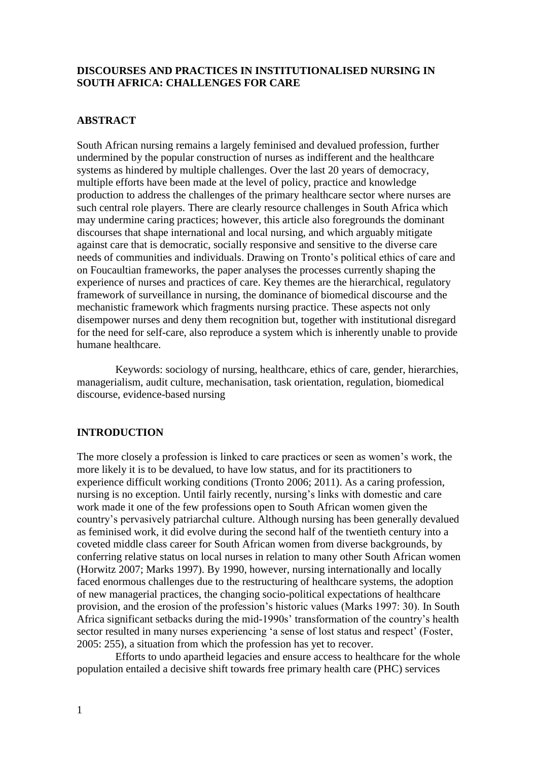# DISCOURSES AND PRACTICES IN INSTITUTIONALISED NURSING IN SOUTH AFRICA: CHALLENGES FOR CARE

## ABSTRACT

South African nursing remains a largely feminised and devalued profession, further undermined by the popular construction of nurses as indifferent and the healthcare systems as hindered by multiple challenges. Over the last 20 years of democracy, multiple efforts have been made at the level of policy, practice and knowledge production to address the challenges of the primary healthcare sector where nurses are such central role players. There are clearly resource challenges in South Africa which may undermine caring practices; however, this article also foregrounds the dominant discourses that shape international and local nursing, and which arguably mitigate against care that is democratic, socially responsive and sensitive to the diverse care needs of communities and individuals. Drawing on Tronto's political ethics of care and on Foucaultian frameworks, the paper analyses the processes currently shaping the experience of nurses and practices of care. Key themes are the hierarchical, regulatory framework of surveillance in nursing, the dominance of biomedical discourse and the mechanistic framework which fragments nursing practice. These aspects not only disempower nurses and deny them recognition but, together with institutional disregard for the need for self-care, also reproduce a system which is inherently unable to provide humane healthcare.

Keywords: sociology of nursing, healthcare, ethics of care, gender, hierarchies, managerialism, audit culture, mechanisation, task orientation, regulation, biomedical discourse, evidence-based nursing

## INTRODUCTION

The more closely a profession is linked to care practices or seen as women's work, the more likely it is to be devalued, to have low status, and for its practitioners to experience difficult working conditions (Tronto 2006; 2011). As a caring profession, nursing is no exception. Until fairly recently, nursing's links with domestic and care work made it one of the few professions open to South African women given the country's pervasively patriarchal culture. Although nursing has been generally devalued as feminised work, it did evolve during the second half of the twentieth century into a coveted middle class career for South African women from diverse backgrounds, by conferring relative status on local nurses in relation to many other South African women (Horwitz 2007; Marks 1997). By 1990, however, nursing internationally and locally faced enormous challenges due to the restructuring of healthcare systems, the adoption of new managerial practices, the changing socio-political expectations of healthcare provision, and the erosion of the profession's historic values (Marks 1997: 30). In South Africa significant setbacks during the mid-1990s' transformation of the country's health sector resulted in many nurses experiencing 'a sense of lost status and respect' (Foster, 2005: 255), a situation from which the profession has yet to recover.

Efforts to undo apartheid legacies and ensure access to healthcare for the whole population entailed a decisive shift towards free primary health care (PHC) services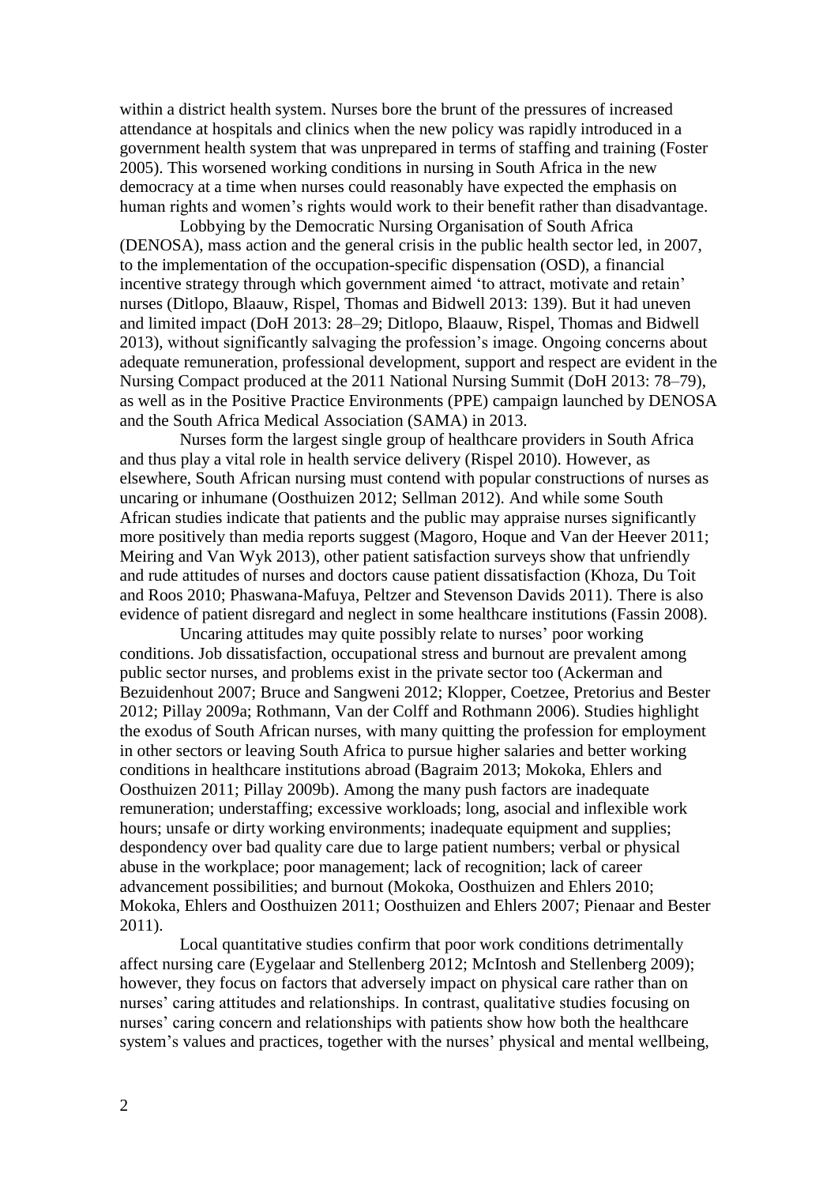within a district health system. Nurses bore the brunt of the pressures of increased attendance at hospitals and clinics when the new policy was rapidly introduced in a government health system that was unprepared in terms of staffing and training (Foster 2005). This worsened working conditions in nursing in South Africa in the new democracy at a time when nurses could reasonably have expected the emphasis on human rights and women's rights would work to their benefit rather than disadvantage.

Lobbying by the Democratic Nursing Organisation of South Africa (DENOSA), mass action and the general crisis in the public health sector led, in 2007, to the implementation of the occupation-specific dispensation (OSD), a financial incentive strategy through which government aimed 'to attract, motivate and retain' nurses (Ditlopo, Blaauw, Rispel, Thomas and Bidwell 2013: 139). But it had uneven and limited impact (DoH 2013: 28–29; Ditlopo, Blaauw, Rispel, Thomas and Bidwell 2013), without significantly salvaging the profession's image. Ongoing concerns about adequate remuneration, professional development, support and respect are evident in the Nursing Compact produced at the 2011 National Nursing Summit (DoH 2013: 78–79), as well as in the Positive Practice Environments (PPE) campaign launched by DENOSA and the South Africa Medical Association (SAMA) in 2013.

Nurses form the largest single group of healthcare providers in South Africa and thus play a vital role in health service delivery (Rispel 2010). However, as elsewhere, South African nursing must contend with popular constructions of nurses as uncaring or inhumane (Oosthuizen 2012; Sellman 2012). And while some South African studies indicate that patients and the public may appraise nurses significantly more positively than media reports suggest (Magoro, Hoque and Van der Heever 2011; Meiring and Van Wyk 2013), other patient satisfaction surveys show that unfriendly and rude attitudes of nurses and doctors cause patient dissatisfaction (Khoza, Du Toit and Roos 2010; Phaswana-Mafuya, Peltzer and Stevenson Davids 2011). There is also evidence of patient disregard and neglect in some healthcare institutions (Fassin 2008).

Uncaring attitudes may quite possibly relate to nurses' poor working conditions. Job dissatisfaction, occupational stress and burnout are prevalent among public sector nurses, and problems exist in the private sector too (Ackerman and Bezuidenhout 2007; Bruce and Sangweni 2012; Klopper, Coetzee, Pretorius and Bester 2012; Pillay 2009a; Rothmann, Van der Colff and Rothmann 2006). Studies highlight the exodus of South African nurses, with many quitting the profession for employment in other sectors or leaving South Africa to pursue higher salaries and better working conditions in healthcare institutions abroad (Bagraim 2013; Mokoka, Ehlers and Oosthuizen 2011; Pillay 2009b). Among the many push factors are inadequate remuneration; understaffing; excessive workloads; long, asocial and inflexible work hours; unsafe or dirty working environments; inadequate equipment and supplies; despondency over bad quality care due to large patient numbers; verbal or physical abuse in the workplace; poor management; lack of recognition; lack of career advancement possibilities; and burnout (Mokoka, Oosthuizen and Ehlers 2010; Mokoka, Ehlers and Oosthuizen 2011; Oosthuizen and Ehlers 2007; Pienaar and Bester 2011).

Local quantitative studies confirm that poor work conditions detrimentally affect nursing care (Eygelaar and Stellenberg 2012; McIntosh and Stellenberg 2009); however, they focus on factors that adversely impact on physical care rather than on nurses' caring attitudes and relationships. In contrast, qualitative studies focusing on nurses' caring concern and relationships with patients show how both the healthcare system's values and practices, together with the nurses' physical and mental wellbeing,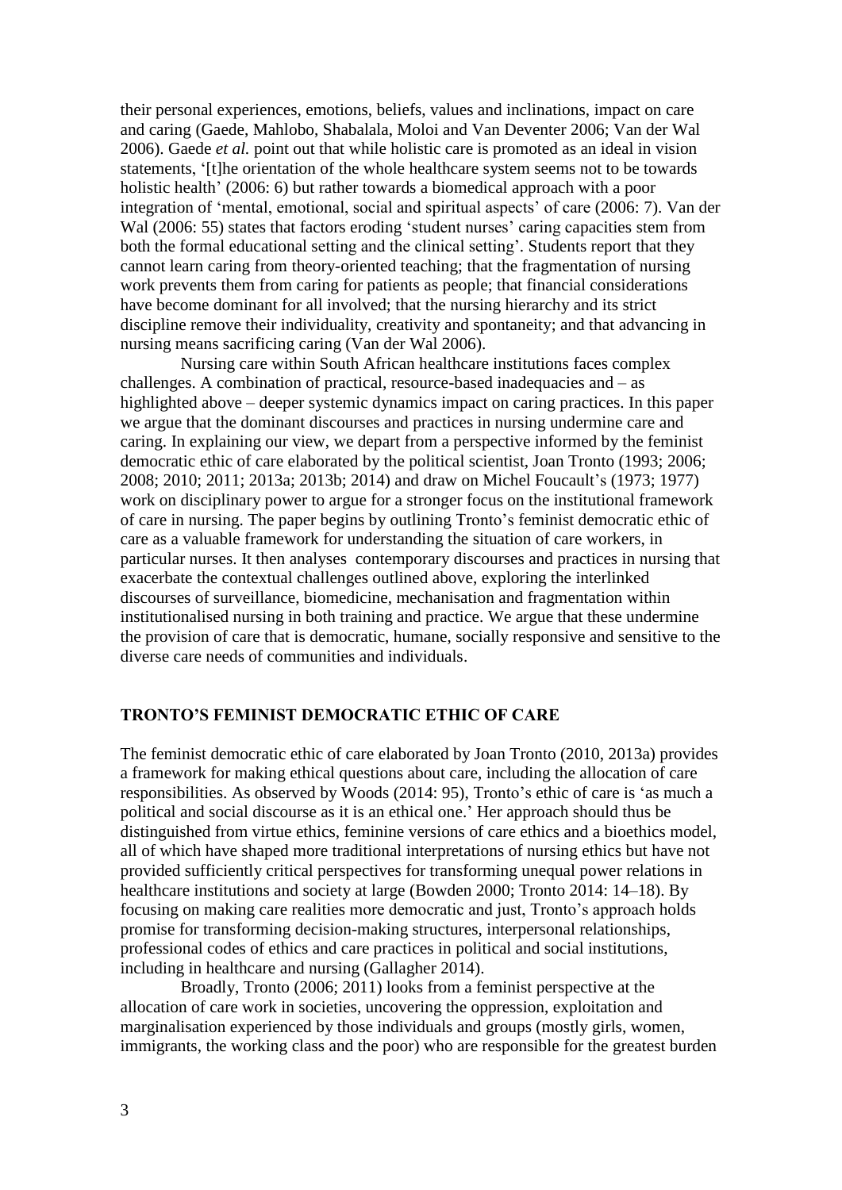their personal experiences, emotions, beliefs, values and inclinations, impact on care and caring (Gaede, Mahlobo, Shabalala, Moloi and Van Deventer 2006; Van der Wal 2006). Gaede *et al.* point out that while holistic care is promoted as an ideal in vision statements, '[t]he orientation of the whole healthcare system seems not to be towards holistic health' (2006: 6) but rather towards a biomedical approach with a poor integration of 'mental, emotional, social and spiritual aspects' of care (2006: 7). Van der Wal (2006: 55) states that factors eroding 'student nurses' caring capacities stem from both the formal educational setting and the clinical setting'. Students report that they cannot learn caring from theory-oriented teaching; that the fragmentation of nursing work prevents them from caring for patients as people; that financial considerations have become dominant for all involved; that the nursing hierarchy and its strict discipline remove their individuality, creativity and spontaneity; and that advancing in nursing means sacrificing caring (Van der Wal 2006).

Nursing care within South African healthcare institutions faces complex challenges. A combination of practical, resource-based inadequacies and – as highlighted above – deeper systemic dynamics impact on caring practices. In this paper we argue that the dominant discourses and practices in nursing undermine care and caring. In explaining our view, we depart from a perspective informed by the feminist democratic ethic of care elaborated by the political scientist, Joan Tronto (1993; 2006; 2008; 2010; 2011; 2013a; 2013b; 2014) and draw on Michel Foucault's (1973; 1977) work on disciplinary power to argue for a stronger focus on the institutional framework of care in nursing. The paper begins by outlining Tronto's feminist democratic ethic of care as a valuable framework for understanding the situation of care workers, in particular nurses. It then analyses contemporary discourses and practices in nursing that exacerbate the contextual challenges outlined above, exploring the interlinked discourses of surveillance, biomedicine, mechanisation and fragmentation within institutionalised nursing in both training and practice. We argue that these undermine the provision of care that is democratic, humane, socially responsive and sensitive to the diverse care needs of communities and individuals.

## TRONTO'S FEMINIST DEMOCRATIC ETHIC OF CARE

The feminist democratic ethic of care elaborated by Joan Tronto (2010, 2013a) provides a framework for making ethical questions about care, including the allocation of care responsibilities. As observed by Woods (2014: 95), Tronto's ethic of care is 'as much a political and social discourse as it is an ethical one.' Her approach should thus be distinguished from virtue ethics, feminine versions of care ethics and a bioethics model, all of which have shaped more traditional interpretations of nursing ethics but have not provided sufficiently critical perspectives for transforming unequal power relations in healthcare institutions and society at large (Bowden 2000; Tronto 2014: 14–18). By focusing on making care realities more democratic and just, Tronto's approach holds promise for transforming decision-making structures, interpersonal relationships, professional codes of ethics and care practices in political and social institutions, including in healthcare and nursing (Gallagher 2014).

Broadly, Tronto (2006; 2011) looks from a feminist perspective at the allocation of care work in societies, uncovering the oppression, exploitation and marginalisation experienced by those individuals and groups (mostly girls, women, immigrants, the working class and the poor) who are responsible for the greatest burden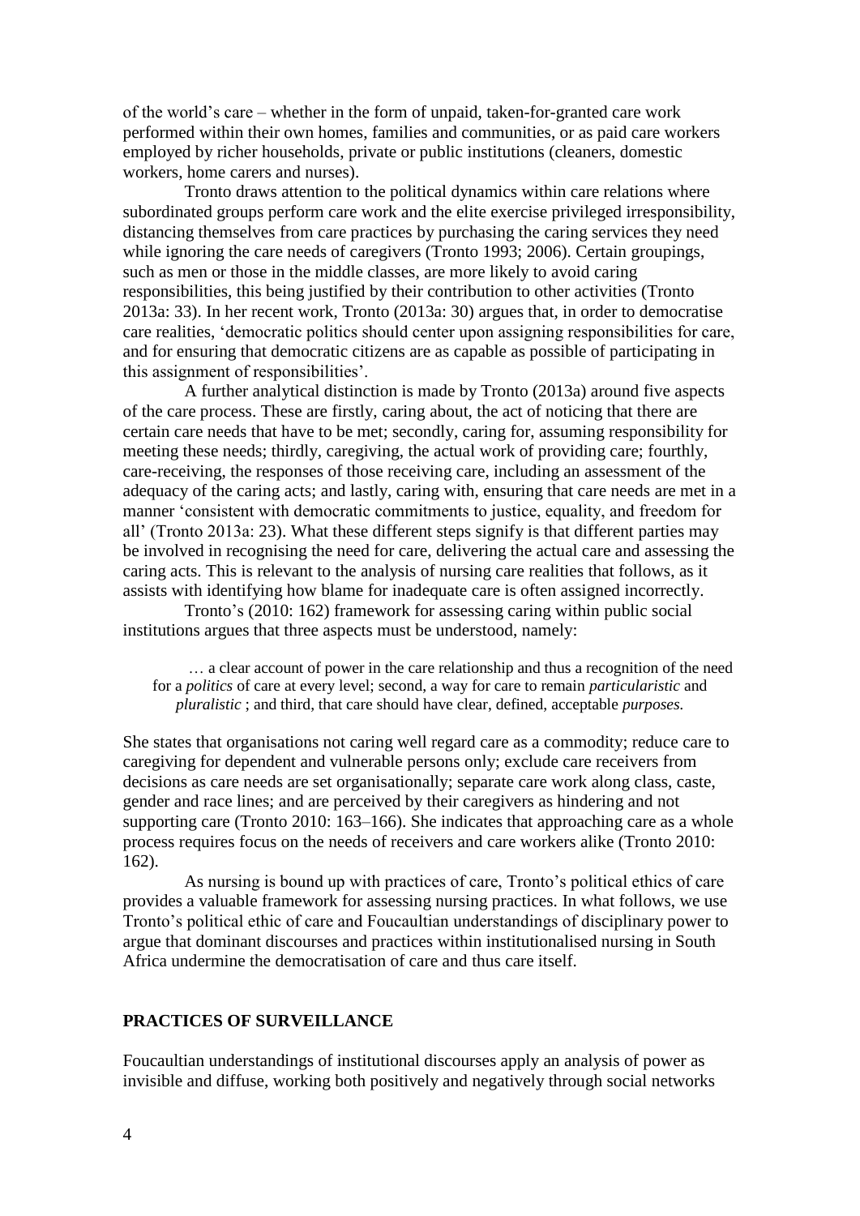of the world's care – whether in the form of unpaid, taken-for-granted care work performed within their own homes, families and communities, or as paid care workers employed by richer households, private or public institutions (cleaners, domestic workers, home carers and nurses).

Tronto draws attention to the political dynamics within care relations where subordinated groups perform care work and the elite exercise privileged irresponsibility, distancing themselves from care practices by purchasing the caring services they need while ignoring the care needs of caregivers (Tronto 1993; 2006). Certain groupings, such as men or those in the middle classes, are more likely to avoid caring responsibilities, this being justified by their contribution to other activities (Tronto 2013a: 33). In her recent work, Tronto (2013a: 30) argues that, in order to democratise care realities, 'democratic politics should center upon assigning responsibilities for care, and for ensuring that democratic citizens are as capable as possible of participating in this assignment of responsibilities'.

A further analytical distinction is made by Tronto (2013a) around five aspects of the care process. These are firstly, caring about, the act of noticing that there are certain care needs that have to be met; secondly, caring for, assuming responsibility for meeting these needs; thirdly, caregiving, the actual work of providing care; fourthly, care-receiving, the responses of those receiving care, including an assessment of the adequacy of the caring acts; and lastly, caring with, ensuring that care needs are met in a manner 'consistent with democratic commitments to justice, equality, and freedom for all' (Tronto 2013a: 23). What these different steps signify is that different parties may be involved in recognising the need for care, delivering the actual care and assessing the caring acts. This is relevant to the analysis of nursing care realities that follows, as it assists with identifying how blame for inadequate care is often assigned incorrectly.

Tronto's (2010: 162) framework for assessing caring within public social institutions argues that three aspects must be understood, namely:

> … a clear account of power in the care relationship and thus a recognition of the need for a *politics* of care at every level; second, a way for care to remain *particularistic* and *pluralistic* ; and third, that care should have clear, defined, acceptable *purposes.*

She states that organisations not caring well regard care as a commodity; reduce care to caregiving for dependent and vulnerable persons only; exclude care receivers from decisions as care needs are set organisationally; separate care work along class, caste, gender and race lines; and are perceived by their caregivers as hindering and not supporting care (Tronto 2010: 163–166). She indicates that approaching care as a whole process requires focus on the needs of receivers and care workers alike (Tronto 2010: 162).

As nursing is bound up with practices of care, Tronto's political ethics of care provides a valuable framework for assessing nursing practices. In what follows, we use Tronto's political ethic of care and Foucaultian understandings of disciplinary power to argue that dominant discourses and practices within institutionalised nursing in South Africa undermine the democratisation of care and thus care itself.

## PRACTICES OF SURVEILLANCE

Foucaultian understandings of institutional discourses apply an analysis of power as invisible and diffuse, working both positively and negatively through social networks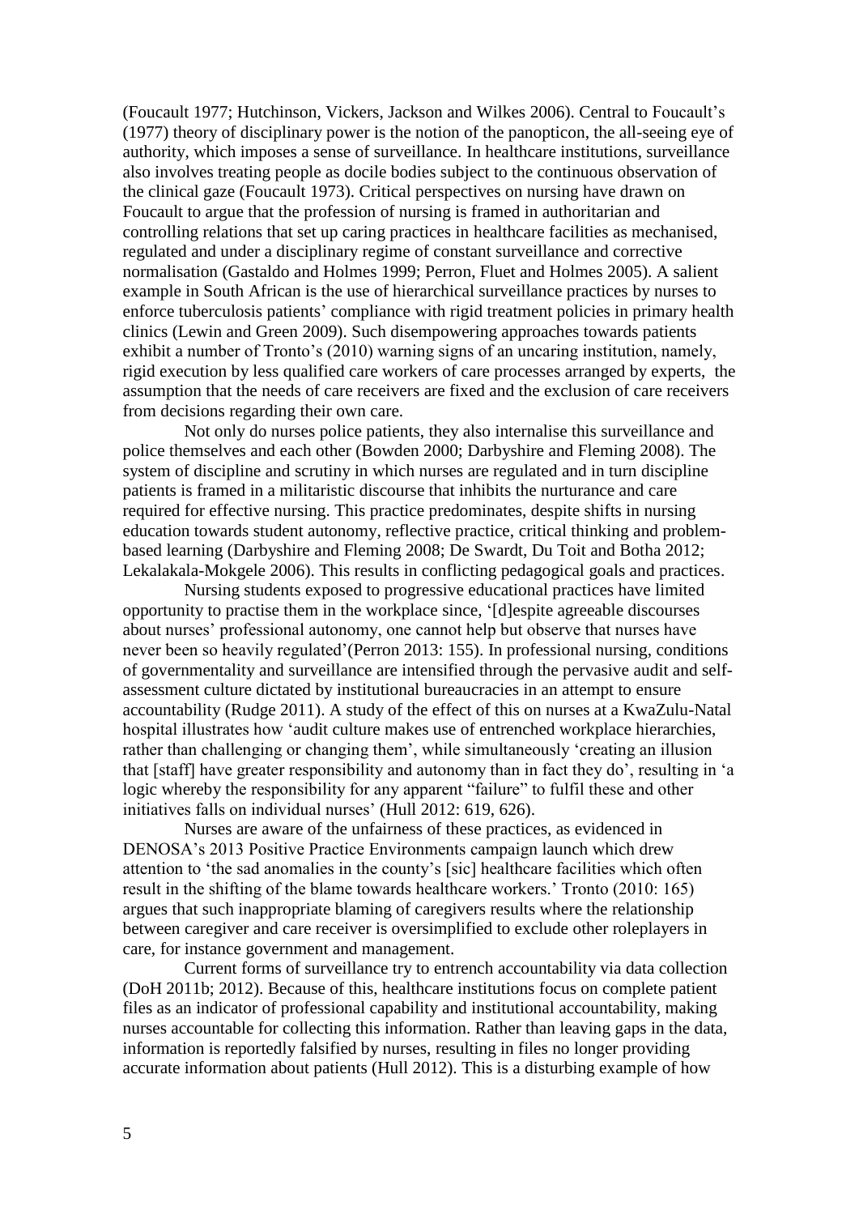(Foucault 1977; Hutchinson, Vickers, Jackson and Wilkes 2006). Central to Foucault's (1977) theory of disciplinary power is the notion of the panopticon, the all-seeing eye of authority, which imposes a sense of surveillance. In healthcare institutions, surveillance also involves treating people as docile bodies subject to the continuous observation of the clinical gaze (Foucault 1973). Critical perspectives on nursing have drawn on Foucault to argue that the profession of nursing is framed in authoritarian and controlling relations that set up caring practices in healthcare facilities as mechanised, regulated and under a disciplinary regime of constant surveillance and corrective normalisation (Gastaldo and Holmes 1999; Perron, Fluet and Holmes 2005). A salient example in South African is the use of hierarchical surveillance practices by nurses to enforce tuberculosis patients' compliance with rigid treatment policies in primary health clinics (Lewin and Green 2009). Such disempowering approaches towards patients exhibit a number of Tronto's (2010) warning signs of an uncaring institution, namely, rigid execution by less qualified care workers of care processes arranged by experts, the assumption that the needs of care receivers are fixed and the exclusion of care receivers from decisions regarding their own care.

Not only do nurses police patients, they also internalise this surveillance and police themselves and each other (Bowden 2000; Darbyshire and Fleming 2008). The system of discipline and scrutiny in which nurses are regulated and in turn discipline patients is framed in a militaristic discourse that inhibits the nurturance and care required for effective nursing. This practice predominates, despite shifts in nursing education towards student autonomy, reflective practice, critical thinking and problem-based learning (Darbyshire and Fleming 2008; De Swardt, Du Toit and Botha 2012; Lekalakala-Mokgele 2006). This results in conflicting pedagogical goals and practices.

Nursing students exposed to progressive educational practices have limited opportunity to practise them in the workplace since, '[d]espite agreeable discourses about nurses' professional autonomy, one cannot help but observe that nurses have never been so heavily regulated'(Perron 2013: 155). In professional nursing, conditions of governmentality and surveillance are intensified through the pervasive audit and self-assessment culture dictated by institutional bureaucracies in an attempt to ensure accountability (Rudge 2011). A study of the effect of this on nurses at a KwaZulu-Natal hospital illustrates how 'audit culture makes use of entrenched workplace hierarchies, rather than challenging or changing them', while simultaneously 'creating an illusion that [staff] have greater responsibility and autonomy than in fact they do', resulting in 'a logic whereby the responsibility for any apparent "failure" to fulfil these and other initiatives falls on individual nurses' (Hull 2012: 619, 626).

Nurses are aware of the unfairness of these practices, as evidenced in DENOSA's 2013 Positive Practice Environments campaign launch which drew attention to 'the sad anomalies in the county's [sic] healthcare facilities which often result in the shifting of the blame towards healthcare workers.' Tronto (2010: 165) argues that such inappropriate blaming of caregivers results where the relationship between caregiver and care receiver is oversimplified to exclude other roleplayers in care, for instance government and management.

Current forms of surveillance try to entrench accountability via data collection (DoH 2011b; 2012). Because of this, healthcare institutions focus on complete patient files as an indicator of professional capability and institutional accountability, making nurses accountable for collecting this information. Rather than leaving gaps in the data, information is reportedly falsified by nurses, resulting in files no longer providing accurate information about patients (Hull 2012). This is a disturbing example of how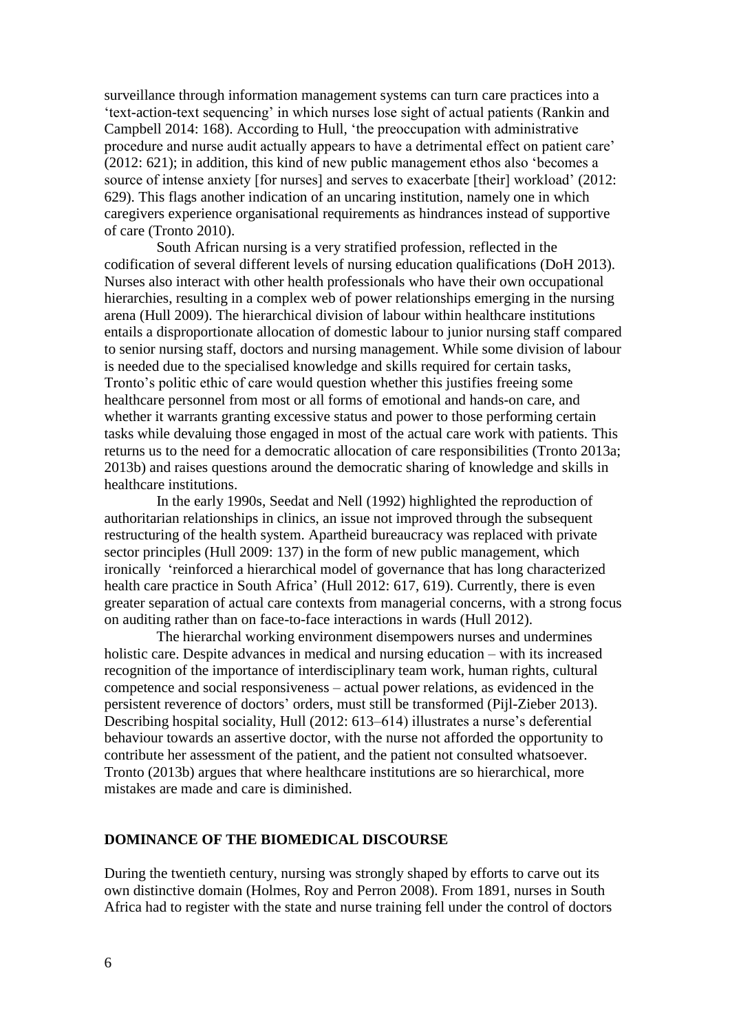surveillance through information management systems can turn care practices into a 'text-action-text sequencing' in which nurses lose sight of actual patients (Rankin and Campbell 2014: 168). According to Hull, 'the preoccupation with administrative procedure and nurse audit actually appears to have a detrimental effect on patient care' (2012: 621); in addition, this kind of new public management ethos also 'becomes a source of intense anxiety [for nurses] and serves to exacerbate [their] workload' (2012: 629). This flags another indication of an uncaring institution, namely one in which caregivers experience organisational requirements as hindrances instead of supportive of care (Tronto 2010).

South African nursing is a very stratified profession, reflected in the codification of several different levels of nursing education qualifications (DoH 2013). Nurses also interact with other health professionals who have their own occupational hierarchies, resulting in a complex web of power relationships emerging in the nursing arena (Hull 2009). The hierarchical division of labour within healthcare institutions entails a disproportionate allocation of domestic labour to junior nursing staff compared to senior nursing staff, doctors and nursing management. While some division of labour is needed due to the specialised knowledge and skills required for certain tasks, Tronto's politic ethic of care would question whether this justifies freeing some healthcare personnel from most or all forms of emotional and hands-on care, and whether it warrants granting excessive status and power to those performing certain tasks while devaluing those engaged in most of the actual care work with patients. This returns us to the need for a democratic allocation of care responsibilities (Tronto 2013a; 2013b) and raises questions around the democratic sharing of knowledge and skills in healthcare institutions.

In the early 1990s, Seedat and Nell (1992) highlighted the reproduction of authoritarian relationships in clinics, an issue not improved through the subsequent restructuring of the health system. Apartheid bureaucracy was replaced with private sector principles (Hull 2009: 137) in the form of new public management, which ironically 'reinforced a hierarchical model of governance that has long characterized health care practice in South Africa' (Hull 2012: 617, 619). Currently, there is even greater separation of actual care contexts from managerial concerns, with a strong focus on auditing rather than on face-to-face interactions in wards (Hull 2012).

The hierarchal working environment disempowers nurses and undermines holistic care. Despite advances in medical and nursing education – with its increased recognition of the importance of interdisciplinary team work, human rights, cultural competence and social responsiveness – actual power relations, as evidenced in the persistent reverence of doctors' orders, must still be transformed (Pijl-Zieber 2013). Describing hospital sociality, Hull (2012: 613–614) illustrates a nurse's deferential behaviour towards an assertive doctor, with the nurse not afforded the opportunity to contribute her assessment of the patient, and the patient not consulted whatsoever. Tronto (2013b) argues that where healthcare institutions are so hierarchical, more mistakes are made and care is diminished.

## DOMINANCE OF THE BIOMEDICAL DISCOURSE

During the twentieth century, nursing was strongly shaped by efforts to carve out its own distinctive domain (Holmes, Roy and Perron 2008). From 1891, nurses in South Africa had to register with the state and nurse training fell under the control of doctors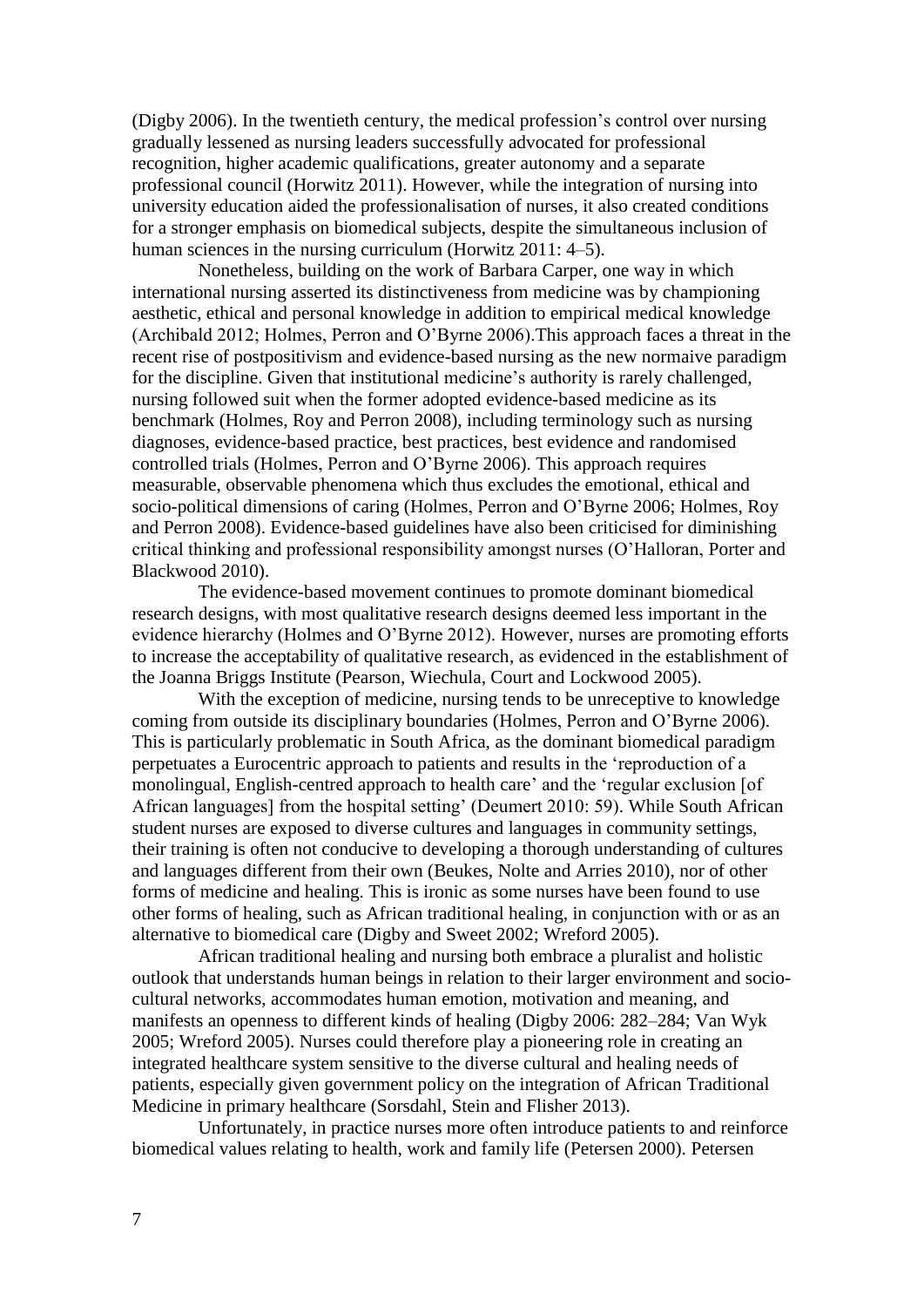(Digby 2006). In the twentieth century, the medical profession's control over nursing gradually lessened as nursing leaders successfully advocated for professional recognition, higher academic qualifications, greater autonomy and a separate professional council (Horwitz 2011). However, while the integration of nursing into university education aided the professionalisation of nurses, it also created conditions for a stronger emphasis on biomedical subjects, despite the simultaneous inclusion of human sciences in the nursing curriculum (Horwitz 2011: 4–5).

Nonetheless, building on the work of Barbara Carper, one way in which international nursing asserted its distinctiveness from medicine was by championing aesthetic, ethical and personal knowledge in addition to empirical medical knowledge (Archibald 2012; Holmes, Perron and O'Byrne 2006).This approach faces a threat in the recent rise of postpositivism and evidence-based nursing as the new normaive paradigm for the discipline. Given that institutional medicine's authority is rarely challenged, nursing followed suit when the former adopted evidence-based medicine as its benchmark (Holmes, Roy and Perron 2008), including terminology such as nursing diagnoses, evidence-based practice, best practices, best evidence and randomised controlled trials (Holmes, Perron and O'Byrne 2006). This approach requires measurable, observable phenomena which thus excludes the emotional, ethical and socio-political dimensions of caring (Holmes, Perron and O'Byrne 2006; Holmes, Roy and Perron 2008). Evidence-based guidelines have also been criticised for diminishing critical thinking and professional responsibility amongst nurses (O'Halloran, Porter and Blackwood 2010).

The evidence-based movement continues to promote dominant biomedical research designs, with most qualitative research designs deemed less important in the evidence hierarchy (Holmes and O'Byrne 2012). However, nurses are promoting efforts to increase the acceptability of qualitative research, as evidenced in the establishment of the Joanna Briggs Institute (Pearson, Wiechula, Court and Lockwood 2005).

With the exception of medicine, nursing tends to be unreceptive to knowledge coming from outside its disciplinary boundaries (Holmes, Perron and O'Byrne 2006). This is particularly problematic in South Africa, as the dominant biomedical paradigm perpetuates a Eurocentric approach to patients and results in the 'reproduction of a monolingual, English-centred approach to health care' and the 'regular exclusion [of African languages] from the hospital setting' (Deumert 2010: 59). While South African student nurses are exposed to diverse cultures and languages in community settings, their training is often not conducive to developing a thorough understanding of cultures and languages different from their own (Beukes, Nolte and Arries 2010), nor of other forms of medicine and healing. This is ironic as some nurses have been found to use other forms of healing, such as African traditional healing, in conjunction with or as an alternative to biomedical care (Digby and Sweet 2002; Wreford 2005).

African traditional healing and nursing both embrace a pluralist and holistic outlook that understands human beings in relation to their larger environment and socio-cultural networks, accommodates human emotion, motivation and meaning, and manifests an openness to different kinds of healing (Digby 2006: 282–284; Van Wyk 2005; Wreford 2005). Nurses could therefore play a pioneering role in creating an integrated healthcare system sensitive to the diverse cultural and healing needs of patients, especially given government policy on the integration of African Traditional Medicine in primary healthcare (Sorsdahl, Stein and Flisher 2013).

Unfortunately, in practice nurses more often introduce patients to and reinforce biomedical values relating to health, work and family life (Petersen 2000). Petersen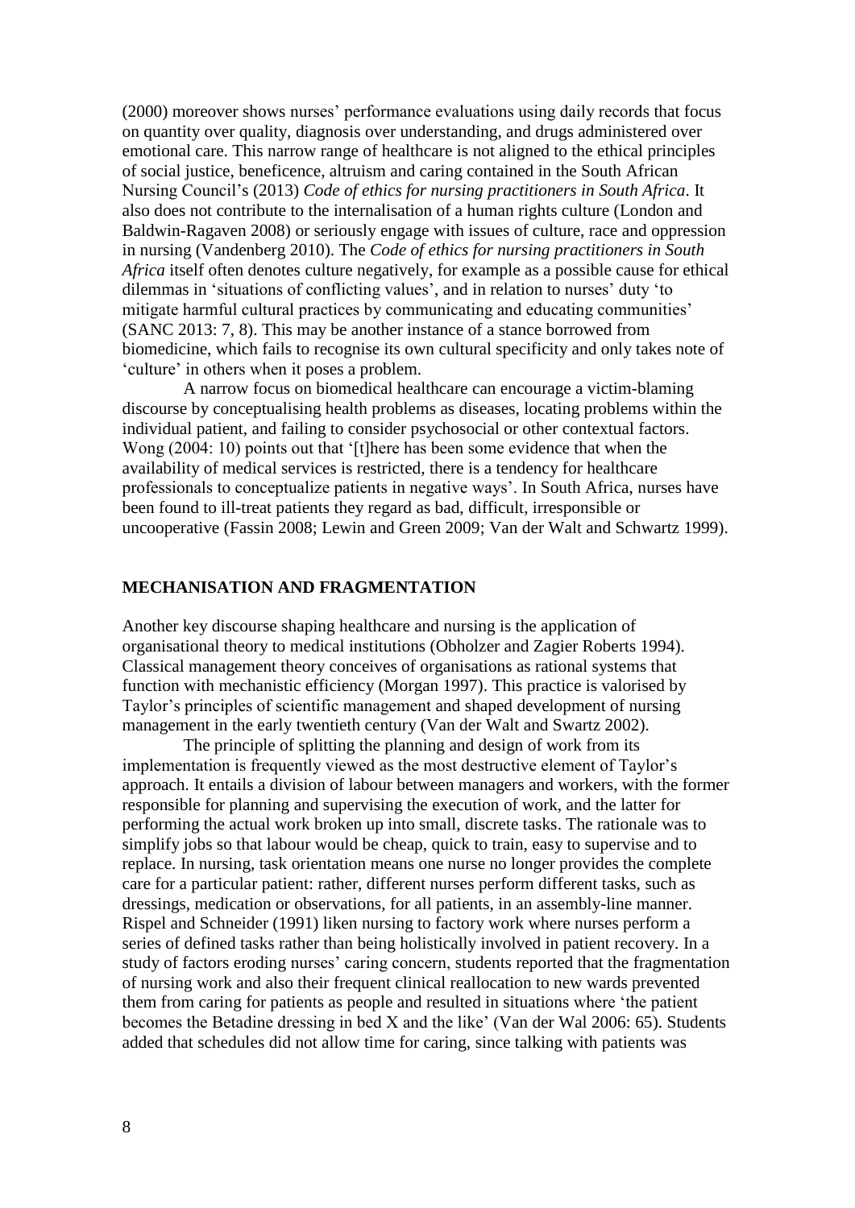(2000) moreover shows nurses' performance evaluations using daily records that focus on quantity over quality, diagnosis over understanding, and drugs administered over emotional care. This narrow range of healthcare is not aligned to the ethical principles of social justice, beneficence, altruism and caring contained in the South African Nursing Council's (2013) *Code of ethics for nursing practitioners in South Africa*. It also does not contribute to the internalisation of a human rights culture (London and Baldwin-Ragaven 2008) or seriously engage with issues of culture, race and oppression in nursing (Vandenberg 2010). The *Code of ethics for nursing practitioners in South Africa* itself often denotes culture negatively, for example as a possible cause for ethical dilemmas in 'situations of conflicting values', and in relation to nurses' duty 'to mitigate harmful cultural practices by communicating and educating communities' (SANC 2013: 7, 8). This may be another instance of a stance borrowed from biomedicine, which fails to recognise its own cultural specificity and only takes note of 'culture' in others when it poses a problem.

A narrow focus on biomedical healthcare can encourage a victim-blaming discourse by conceptualising health problems as diseases, locating problems within the individual patient, and failing to consider psychosocial or other contextual factors. Wong (2004: 10) points out that '[t]here has been some evidence that when the availability of medical services is restricted, there is a tendency for healthcare professionals to conceptualize patients in negative ways'. In South Africa, nurses have been found to ill-treat patients they regard as bad, difficult, irresponsible or uncooperative (Fassin 2008; Lewin and Green 2009; Van der Walt and Schwartz 1999).

## MECHANISATION AND FRAGMENTATION

Another key discourse shaping healthcare and nursing is the application of organisational theory to medical institutions (Obholzer and Zagier Roberts 1994). Classical management theory conceives of organisations as rational systems that function with mechanistic efficiency (Morgan 1997). This practice is valorised by Taylor's principles of scientific management and shaped development of nursing management in the early twentieth century (Van der Walt and Swartz 2002).

The principle of splitting the planning and design of work from its implementation is frequently viewed as the most destructive element of Taylor's approach. It entails a division of labour between managers and workers, with the former responsible for planning and supervising the execution of work, and the latter for performing the actual work broken up into small, discrete tasks. The rationale was to simplify jobs so that labour would be cheap, quick to train, easy to supervise and to replace. In nursing, task orientation means one nurse no longer provides the complete care for a particular patient: rather, different nurses perform different tasks, such as dressings, medication or observations, for all patients, in an assembly-line manner. Rispel and Schneider (1991) liken nursing to factory work where nurses perform a series of defined tasks rather than being holistically involved in patient recovery. In a study of factors eroding nurses' caring concern, students reported that the fragmentation of nursing work and also their frequent clinical reallocation to new wards prevented them from caring for patients as people and resulted in situations where 'the patient becomes the Betadine dressing in bed X and the like' (Van der Wal 2006: 65). Students added that schedules did not allow time for caring, since talking with patients was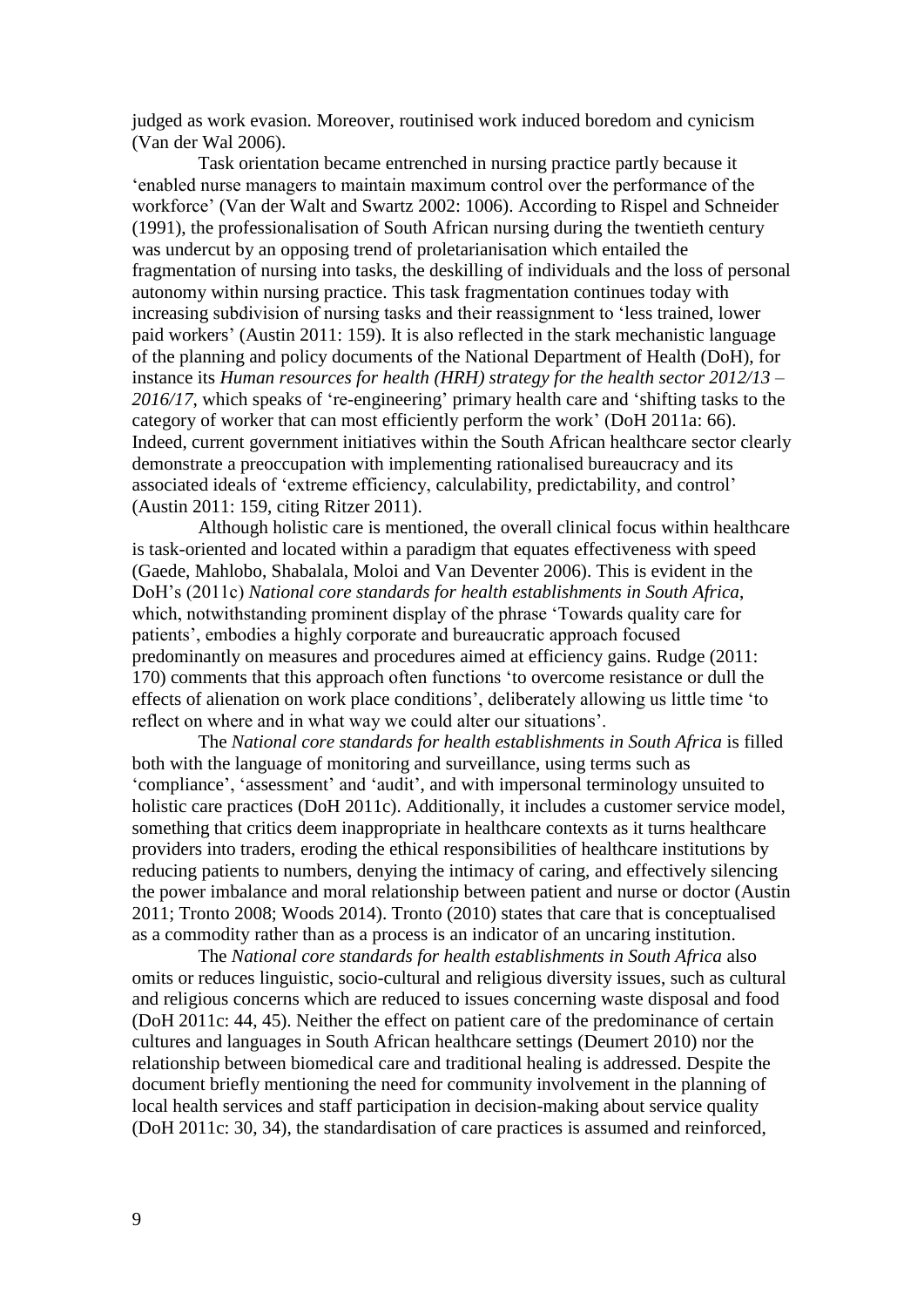judged as work evasion. Moreover, routinised work induced boredom and cynicism (Van der Wal 2006).

Task orientation became entrenched in nursing practice partly because it 'enabled nurse managers to maintain maximum control over the performance of the workforce' (Van der Walt and Swartz 2002: 1006). According to Rispel and Schneider (1991), the professionalisation of South African nursing during the twentieth century was undercut by an opposing trend of proletarianisation which entailed the fragmentation of nursing into tasks, the deskilling of individuals and the loss of personal autonomy within nursing practice. This task fragmentation continues today with increasing subdivision of nursing tasks and their reassignment to 'less trained, lower paid workers' (Austin 2011: 159). It is also reflected in the stark mechanistic language of the planning and policy documents of the National Department of Health (DoH), for instance its *Human resources for health (HRH) strategy for the health sector 2012/13 – 2016/17*, which speaks of 're-engineering' primary health care and 'shifting tasks to the category of worker that can most efficiently perform the work' (DoH 2011a: 66). Indeed, current government initiatives within the South African healthcare sector clearly demonstrate a preoccupation with implementing rationalised bureaucracy and its associated ideals of 'extreme efficiency, calculability, predictability, and control' (Austin 2011: 159, citing Ritzer 2011).

Although holistic care is mentioned, the overall clinical focus within healthcare is task-oriented and located within a paradigm that equates effectiveness with speed (Gaede, Mahlobo, Shabalala, Moloi and Van Deventer 2006). This is evident in the DoH's (2011c) *National core standards for health establishments in South Africa*, which, notwithstanding prominent display of the phrase 'Towards quality care for patients', embodies a highly corporate and bureaucratic approach focused predominantly on measures and procedures aimed at efficiency gains. Rudge (2011: 170) comments that this approach often functions 'to overcome resistance or dull the effects of alienation on work place conditions', deliberately allowing us little time 'to reflect on where and in what way we could alter our situations'.

The *National core standards for health establishments in South Africa* is filled both with the language of monitoring and surveillance, using terms such as 'compliance', 'assessment' and 'audit', and with impersonal terminology unsuited to holistic care practices (DoH 2011c). Additionally, it includes a customer service model, something that critics deem inappropriate in healthcare contexts as it turns healthcare providers into traders, eroding the ethical responsibilities of healthcare institutions by reducing patients to numbers, denying the intimacy of caring, and effectively silencing the power imbalance and moral relationship between patient and nurse or doctor (Austin 2011; Tronto 2008; Woods 2014). Tronto (2010) states that care that is conceptualised as a commodity rather than as a process is an indicator of an uncaring institution.

The *National core standards for health establishments in South Africa* also omits or reduces linguistic, socio-cultural and religious diversity issues, such as cultural and religious concerns which are reduced to issues concerning waste disposal and food (DoH 2011c: 44, 45). Neither the effect on patient care of the predominance of certain cultures and languages in South African healthcare settings (Deumert 2010) nor the relationship between biomedical care and traditional healing is addressed. Despite the document briefly mentioning the need for community involvement in the planning of local health services and staff participation in decision-making about service quality (DoH 2011c: 30, 34), the standardisation of care practices is assumed and reinforced,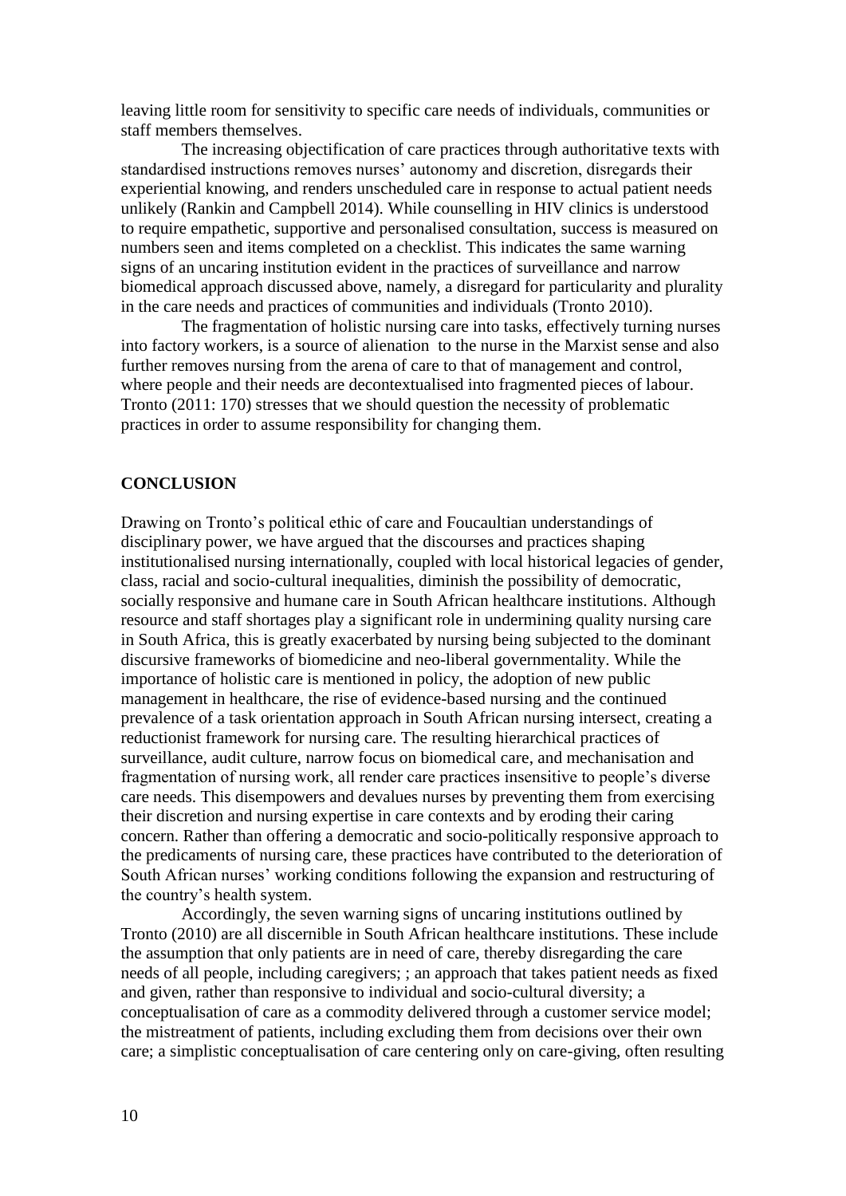leaving little room for sensitivity to specific care needs of individuals, communities or staff members themselves.

The increasing objectification of care practices through authoritative texts with standardised instructions removes nurses' autonomy and discretion, disregards their experiential knowing, and renders unscheduled care in response to actual patient needs unlikely (Rankin and Campbell 2014). While counselling in HIV clinics is understood to require empathetic, supportive and personalised consultation, success is measured on numbers seen and items completed on a checklist. This indicates the same warning signs of an uncaring institution evident in the practices of surveillance and narrow biomedical approach discussed above, namely, a disregard for particularity and plurality in the care needs and practices of communities and individuals (Tronto 2010).

The fragmentation of holistic nursing care into tasks, effectively turning nurses into factory workers, is a source of alienation to the nurse in the Marxist sense and also further removes nursing from the arena of care to that of management and control, where people and their needs are decontextualised into fragmented pieces of labour. Tronto (2011: 170) stresses that we should question the necessity of problematic practices in order to assume responsibility for changing them.

## CONCLUSION

Drawing on Tronto's political ethic of care and Foucaultian understandings of disciplinary power, we have argued that the discourses and practices shaping institutionalised nursing internationally, coupled with local historical legacies of gender, class, racial and socio-cultural inequalities, diminish the possibility of democratic, socially responsive and humane care in South African healthcare institutions. Although resource and staff shortages play a significant role in undermining quality nursing care in South Africa, this is greatly exacerbated by nursing being subjected to the dominant discursive frameworks of biomedicine and neo-liberal governmentality. While the importance of holistic care is mentioned in policy, the adoption of new public management in healthcare, the rise of evidence-based nursing and the continued prevalence of a task orientation approach in South African nursing intersect, creating a reductionist framework for nursing care. The resulting hierarchical practices of surveillance, audit culture, narrow focus on biomedical care, and mechanisation and fragmentation of nursing work, all render care practices insensitive to people's diverse care needs. This disempowers and devalues nurses by preventing them from exercising their discretion and nursing expertise in care contexts and by eroding their caring concern. Rather than offering a democratic and socio-politically responsive approach to the predicaments of nursing care, these practices have contributed to the deterioration of South African nurses' working conditions following the expansion and restructuring of the country's health system.

Accordingly, the seven warning signs of uncaring institutions outlined by Tronto (2010) are all discernible in South African healthcare institutions. These include the assumption that only patients are in need of care, thereby disregarding the care needs of all people, including caregivers; ; an approach that takes patient needs as fixed and given, rather than responsive to individual and socio-cultural diversity; a conceptualisation of care as a commodity delivered through a customer service model; the mistreatment of patients, including excluding them from decisions over their own care; a simplistic conceptualisation of care centering only on care-giving, often resulting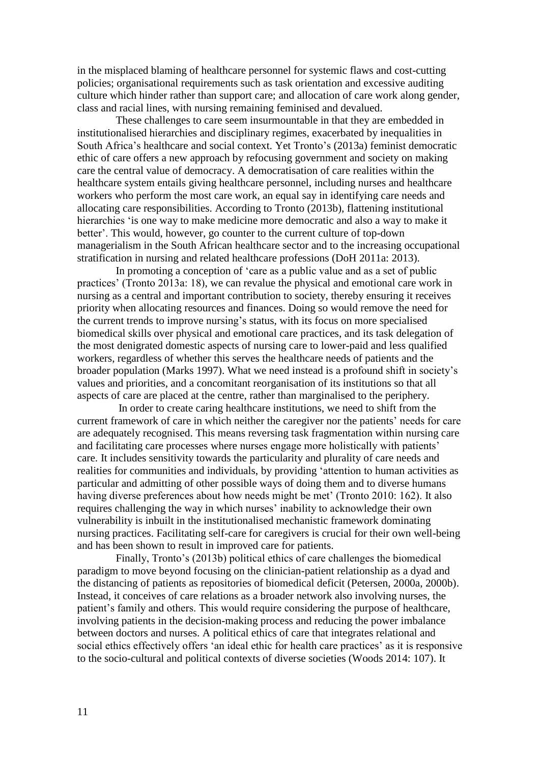in the misplaced blaming of healthcare personnel for systemic flaws and cost-cutting policies; organisational requirements such as task orientation and excessive auditing culture which hinder rather than support care; and allocation of care work along gender, class and racial lines, with nursing remaining feminised and devalued.

These challenges to care seem insurmountable in that they are embedded in institutionalised hierarchies and disciplinary regimes, exacerbated by inequalities in South Africa's healthcare and social context. Yet Tronto's (2013a) feminist democratic ethic of care offers a new approach by refocusing government and society on making care the central value of democracy. A democratisation of care realities within the healthcare system entails giving healthcare personnel, including nurses and healthcare workers who perform the most care work, an equal say in identifying care needs and allocating care responsibilities. According to Tronto (2013b), flattening institutional hierarchies 'is one way to make medicine more democratic and also a way to make it better'. This would, however, go counter to the current culture of top-down managerialism in the South African healthcare sector and to the increasing occupational stratification in nursing and related healthcare professions (DoH 2011a: 2013).

In promoting a conception of 'care as a public value and as a set of public practices' (Tronto 2013a: 18), we can revalue the physical and emotional care work in nursing as a central and important contribution to society, thereby ensuring it receives priority when allocating resources and finances. Doing so would remove the need for the current trends to improve nursing's status, with its focus on more specialised biomedical skills over physical and emotional care practices, and its task delegation of the most denigrated domestic aspects of nursing care to lower-paid and less qualified workers, regardless of whether this serves the healthcare needs of patients and the broader population (Marks 1997). What we need instead is a profound shift in society's values and priorities, and a concomitant reorganisation of its institutions so that all aspects of care are placed at the centre, rather than marginalised to the periphery.

In order to create caring healthcare institutions, we need to shift from the current framework of care in which neither the caregiver nor the patients' needs for care are adequately recognised. This means reversing task fragmentation within nursing care and facilitating care processes where nurses engage more holistically with patients' care. It includes sensitivity towards the particularity and plurality of care needs and realities for communities and individuals, by providing 'attention to human activities as particular and admitting of other possible ways of doing them and to diverse humans having diverse preferences about how needs might be met' (Tronto 2010: 162). It also requires challenging the way in which nurses' inability to acknowledge their own vulnerability is inbuilt in the institutionalised mechanistic framework dominating nursing practices. Facilitating self-care for caregivers is crucial for their own well-being and has been shown to result in improved care for patients.

Finally, Tronto's (2013b) political ethics of care challenges the biomedical paradigm to move beyond focusing on the clinician-patient relationship as a dyad and the distancing of patients as repositories of biomedical deficit (Petersen, 2000a, 2000b). Instead, it conceives of care relations as a broader network also involving nurses, the patient's family and others. This would require considering the purpose of healthcare, involving patients in the decision-making process and reducing the power imbalance between doctors and nurses. A political ethics of care that integrates relational and social ethics effectively offers 'an ideal ethic for health care practices' as it is responsive to the socio-cultural and political contexts of diverse societies (Woods 2014: 107). It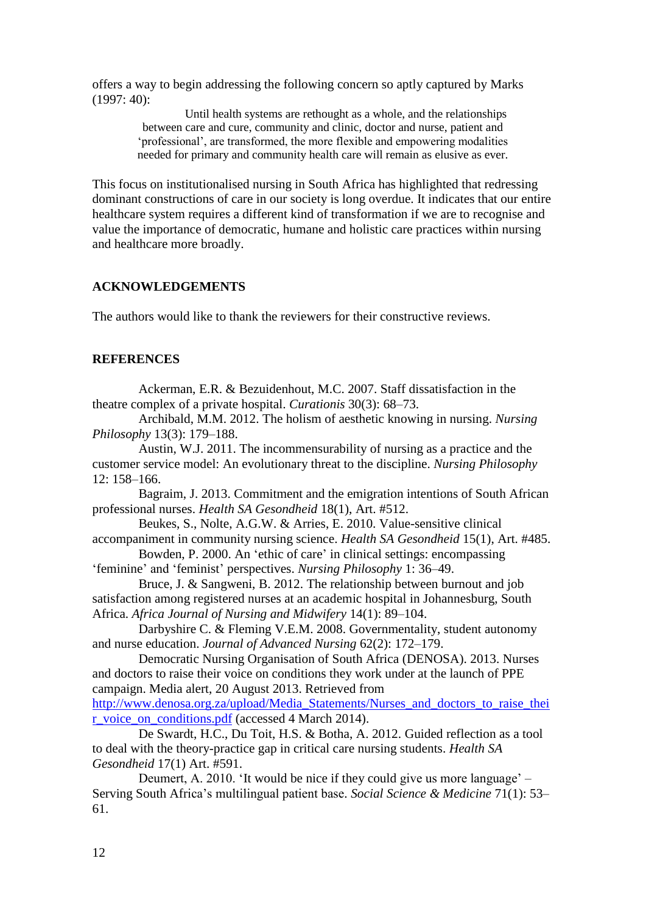offers a way to begin addressing the following concern so aptly captured by Marks (1997: 40):

> Until health systems are rethought as a whole, and the relationships between care and cure, community and clinic, doctor and nurse, patient and 'professional', are transformed, the more flexible and empowering modalities needed for primary and community health care will remain as elusive as ever.

This focus on institutionalised nursing in South Africa has highlighted that redressing dominant constructions of care in our society is long overdue. It indicates that our entire healthcare system requires a different kind of transformation if we are to recognise and value the importance of democratic, humane and holistic care practices within nursing and healthcare more broadly.

## ACKNOWLEDGEMENTS

The authors would like to thank the reviewers for their constructive reviews.

## REFERENCES

Ackerman, E.R. & Bezuidenhout, M.C. 2007. Staff dissatisfaction in the theatre complex of a private hospital. *Curationis* 30(3): 68–73.

Archibald, M.M. 2012. The holism of aesthetic knowing in nursing. *Nursing Philosophy* 13(3): 179–188.

Austin, W.J. 2011. The incommensurability of nursing as a practice and the customer service model: An evolutionary threat to the discipline. *Nursing Philosophy* 12: 158–166.

Bagraim, J. 2013. Commitment and the emigration intentions of South African professional nurses. *Health SA Gesondheid* 18(1), Art. #512.

Beukes, S., Nolte, A.G.W. & Arries, E. 2010. Value-sensitive clinical accompaniment in community nursing science. *Health SA Gesondheid* 15(1), Art. #485.

Bowden, P. 2000. An 'ethic of care' in clinical settings: encompassing 'feminine' and 'feminist' perspectives. *Nursing Philosophy* 1: 36–49.

Bruce, J. & Sangweni, B. 2012. The relationship between burnout and job satisfaction among registered nurses at an academic hospital in Johannesburg, South Africa. *Africa Journal of Nursing and Midwifery* 14(1): 89–104.

Darbyshire C. & Fleming V.E.M. 2008. Governmentality, student autonomy and nurse education. *Journal of Advanced Nursing* 62(2): 172–179.

Democratic Nursing Organisation of South Africa (DENOSA). 2013. Nurses and doctors to raise their voice on conditions they work under at the launch of PPE campaign. Media alert, 20 August 2013. Retrieved from http://www.denosa.org.za/upload/Media_Statements/Nurses_and_doctors_to_raise_their_voice_on_conditions.pdf (accessed 4 March 2014).

De Swardt, H.C., Du Toit, H.S. & Botha, A. 2012. Guided reflection as a tool to deal with the theory-practice gap in critical care nursing students. *Health SA Gesondheid* 17(1) Art. #591.

Deumert, A. 2010. 'It would be nice if they could give us more language' – Serving South Africa's multilingual patient base. *Social Science & Medicine* 71(1): 53–61.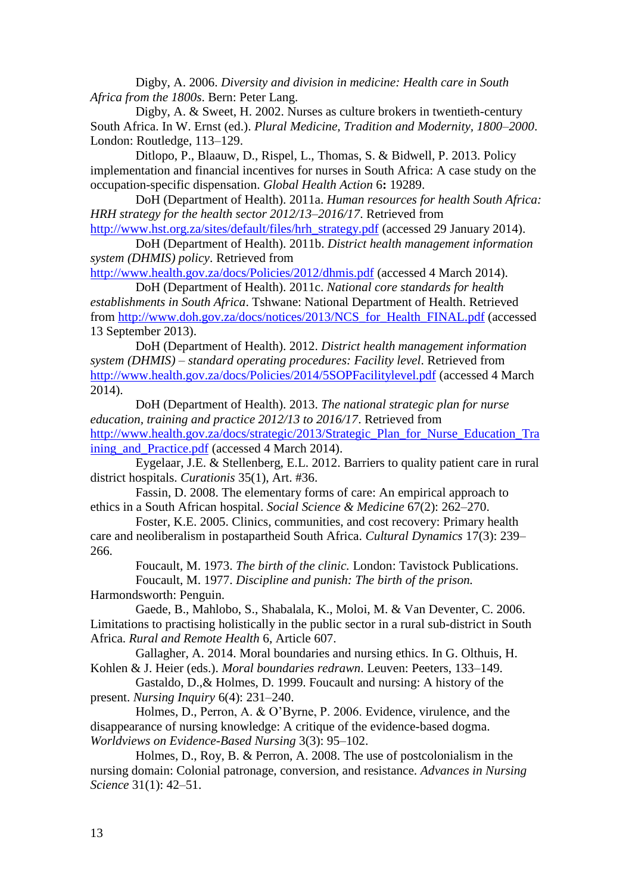Digby, A. 2006. *Diversity and division in medicine: Health care in South Africa from the 1800s*. Bern: Peter Lang.

Digby, A. & Sweet, H. 2002. Nurses as culture brokers in twentieth-century South Africa. In W. Ernst (ed.). *Plural Medicine, Tradition and Modernity, 1800–2000*. London: Routledge, 113–129.

Ditlopo, P., Blaauw, D., Rispel, L., Thomas, S. & Bidwell, P. 2013. Policy implementation and financial incentives for nurses in South Africa: A case study on the occupation-specific dispensation. *Global Health Action* 6**:** 19289.

DoH (Department of Health). 2011a. *Human resources for health South Africa: HRH strategy for the health sector 2012/13–2016/17*. Retrieved from http://www.hst.org.za/sites/default/files/hrh_strategy.pdf (accessed 29 January 2014).

DoH (Department of Health). 2011b. *District health management information system (DHMIS) policy*. Retrieved from http://www.health.gov.za/docs/Policies/2012/dhmis.pdf (accessed 4 March 2014).

DoH (Department of Health). 2011c. *National core standards for health establishments in South Africa*. Tshwane: National Department of Health. Retrieved from http://www.doh.gov.za/docs/notices/2013/NCS_for_Health_FINAL.pdf (accessed 13 September 2013).

DoH (Department of Health). 2012. *District health management information system (DHMIS) – standard operating procedures: Facility level*. Retrieved from http://www.health.gov.za/docs/Policies/2014/5SOPFacilitylevel.pdf (accessed 4 March 2014).

DoH (Department of Health). 2013. *The national strategic plan for nurse education, training and practice 2012/13 to 2016/17*. Retrieved from http://www.health.gov.za/docs/strategic/2013/Strategic_Plan_for_Nurse_Education_Training_and_Practice.pdf (accessed 4 March 2014).

Eygelaar, J.E. & Stellenberg, E.L. 2012. Barriers to quality patient care in rural district hospitals. *Curationis* 35(1), Art. #36.

Fassin, D. 2008. The elementary forms of care: An empirical approach to ethics in a South African hospital. *Social Science & Medicine* 67(2): 262–270.

Foster, K.E. 2005. Clinics, communities, and cost recovery: Primary health care and neoliberalism in postapartheid South Africa. *Cultural Dynamics* 17(3): 239–266.

Foucault, M. 1973. *The birth of the clinic*. London: Tavistock Publications.

Foucault, M. 1977. *Discipline and punish: The birth of the prison.* Harmondsworth: Penguin.

Gaede, B., Mahlobo, S., Shabalala, K., Moloi, M. & Van Deventer, C. 2006. Limitations to practising holistically in the public sector in a rural sub-district in South Africa. *Rural and Remote Health* 6, Article 607.

Gallagher, A. 2014. Moral boundaries and nursing ethics. In G. Olthuis, H. Kohlen & J. Heier (eds.). *Moral boundaries redrawn*. Leuven: Peeters, 133–149.

Gastaldo, D.,& Holmes, D. 1999. Foucault and nursing: A history of the present. *Nursing Inquiry* 6(4): 231–240.

Holmes, D., Perron, A. & O'Byrne, P. 2006. Evidence, virulence, and the disappearance of nursing knowledge: A critique of the evidence-based dogma. *Worldviews on Evidence-Based Nursing* 3(3): 95–102.

Holmes, D., Roy, B. & Perron, A. 2008. The use of postcolonialism in the nursing domain: Colonial patronage, conversion, and resistance. *Advances in Nursing Science* 31(1): 42–51.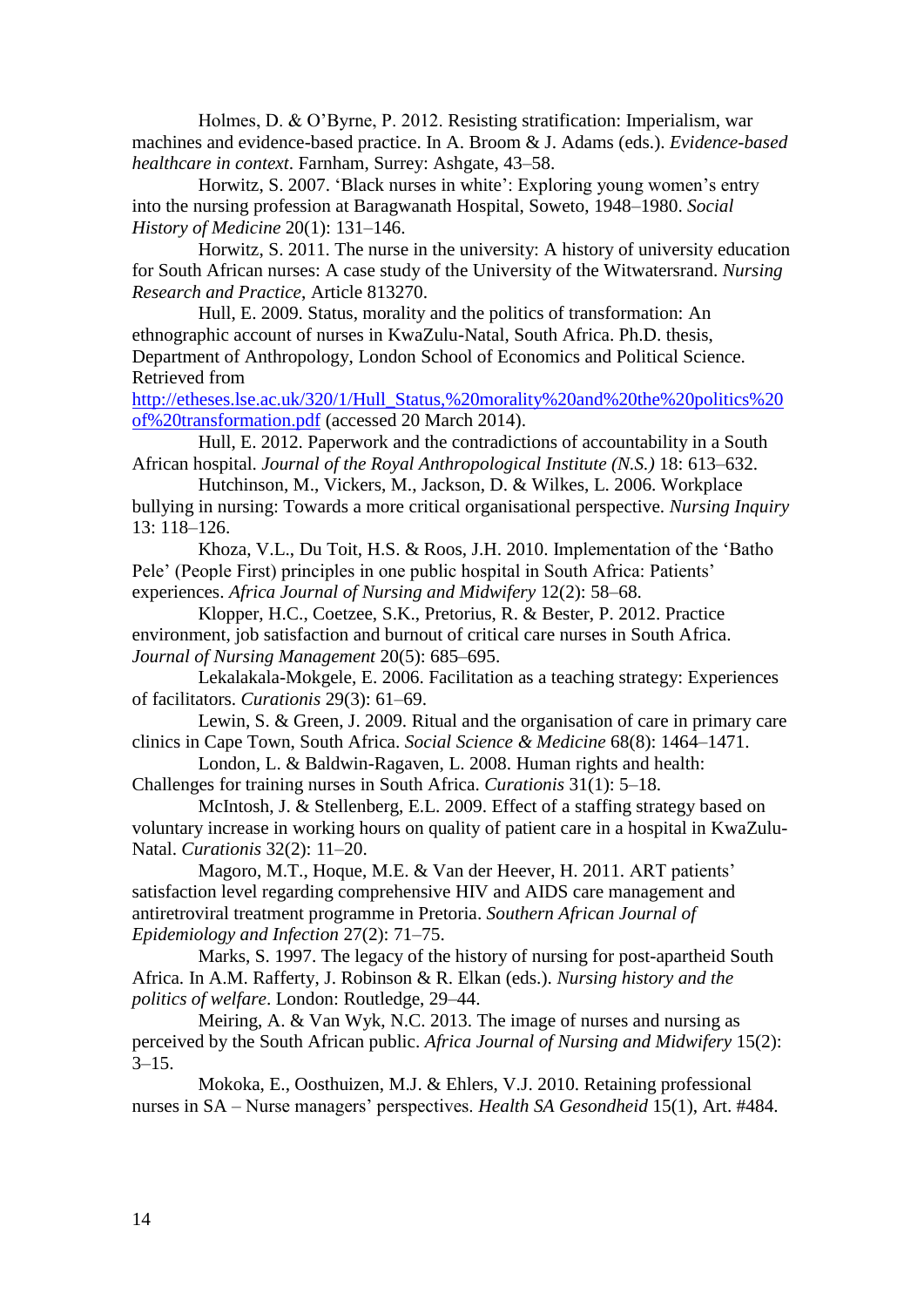Holmes, D. & O'Byrne, P. 2012. Resisting stratification: Imperialism, war machines and evidence-based practice. In A. Broom & J. Adams (eds.). *Evidence-based healthcare in context*. Farnham, Surrey: Ashgate, 43–58.

Horwitz, S. 2007. 'Black nurses in white': Exploring young women's entry into the nursing profession at Baragwanath Hospital, Soweto, 1948–1980. *Social History of Medicine* 20(1): 131–146.

Horwitz, S. 2011. The nurse in the university: A history of university education for South African nurses: A case study of the University of the Witwatersrand. *Nursing Research and Practice*, Article 813270.

Hull, E. 2009. Status, morality and the politics of transformation: An ethnographic account of nurses in KwaZulu-Natal, South Africa. Ph.D. thesis, Department of Anthropology, London School of Economics and Political Science. Retrieved from http://etheses.lse.ac.uk/320/1/Hull_Status,%20morality%20and%20the%20politics%20of%20transformation.pdf (accessed 20 March 2014).

Hull, E. 2012. Paperwork and the contradictions of accountability in a South African hospital. *Journal of the Royal Anthropological Institute (N.S.)* 18: 613–632.

Hutchinson, M., Vickers, M., Jackson, D. & Wilkes, L. 2006. Workplace bullying in nursing: Towards a more critical organisational perspective. *Nursing Inquiry* 13: 118–126.

Khoza, V.L., Du Toit, H.S. & Roos, J.H. 2010. Implementation of the 'Batho Pele' (People First) principles in one public hospital in South Africa: Patients' experiences. *Africa Journal of Nursing and Midwifery* 12(2): 58–68.

Klopper, H.C., Coetzee, S.K., Pretorius, R. & Bester, P. 2012. Practice environment, job satisfaction and burnout of critical care nurses in South Africa. *Journal of Nursing Management* 20(5): 685–695.

Lekalakala-Mokgele, E. 2006. Facilitation as a teaching strategy: Experiences of facilitators. *Curationis* 29(3): 61–69.

Lewin, S. & Green, J. 2009. Ritual and the organisation of care in primary care clinics in Cape Town, South Africa. *Social Science & Medicine* 68(8): 1464–1471.

London, L. & Baldwin-Ragaven, L. 2008. Human rights and health: Challenges for training nurses in South Africa. *Curationis* 31(1): 5–18.

McIntosh, J. & Stellenberg, E.L. 2009. Effect of a staffing strategy based on voluntary increase in working hours on quality of patient care in a hospital in KwaZulu-Natal. *Curationis* 32(2): 11–20.

Magoro, M.T., Hoque, M.E. & Van der Heever, H. 2011. ART patients' satisfaction level regarding comprehensive HIV and AIDS care management and antiretroviral treatment programme in Pretoria. *Southern African Journal of Epidemiology and Infection* 27(2): 71–75.

Marks, S. 1997. The legacy of the history of nursing for post-apartheid South Africa. In A.M. Rafferty, J. Robinson & R. Elkan (eds.). *Nursing history and the politics of welfare*. London: Routledge, 29–44.

Meiring, A. & Van Wyk, N.C. 2013. The image of nurses and nursing as perceived by the South African public. *Africa Journal of Nursing and Midwifery* 15(2): 3–15.

Mokoka, E., Oosthuizen, M.J. & Ehlers, V.J. 2010. Retaining professional nurses in SA – Nurse managers' perspectives. *Health SA Gesondheid* 15(1), Art. #484.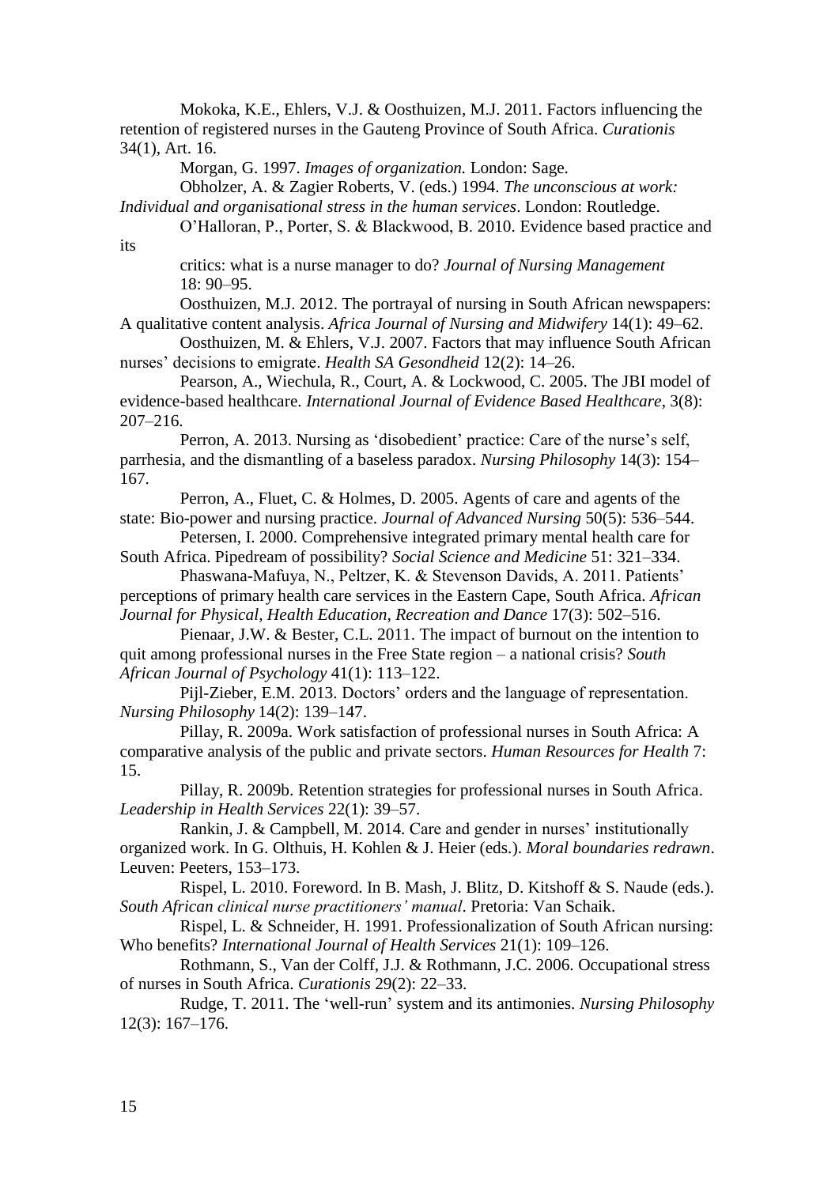Mokoka, K.E., Ehlers, V.J. & Oosthuizen, M.J. 2011. Factors influencing the retention of registered nurses in the Gauteng Province of South Africa. *Curationis* 34(1), Art. 16.

Morgan, G. 1997. *Images of organization.* London: Sage.

Obholzer, A. & Zagier Roberts, V. (eds.) 1994. *The unconscious at work: Individual and organisational stress in the human services*. London: Routledge.

O'Halloran, P., Porter, S. & Blackwood, B. 2010. Evidence based practice and its critics: what is a nurse manager to do? *Journal of Nursing Management* 18: 90–95.

Oosthuizen, M.J. 2012. The portrayal of nursing in South African newspapers: A qualitative content analysis. *Africa Journal of Nursing and Midwifery* 14(1): 49–62.

Oosthuizen, M. & Ehlers, V.J. 2007. Factors that may influence South African nurses' decisions to emigrate. *Health SA Gesondheid* 12(2): 14–26.

Pearson, A., Wiechula, R., Court, A. & Lockwood, C. 2005. The JBI model of evidence-based healthcare. *International Journal of Evidence Based Healthcare*, 3(8): 207–216.

Perron, A. 2013. Nursing as 'disobedient' practice: Care of the nurse's self, parrhesia, and the dismantling of a baseless paradox. *Nursing Philosophy* 14(3): 154–167.

Perron, A., Fluet, C. & Holmes, D. 2005. Agents of care and agents of the state: Bio-power and nursing practice. *Journal of Advanced Nursing* 50(5): 536–544.

Petersen, I. 2000. Comprehensive integrated primary mental health care for South Africa. Pipedream of possibility? *Social Science and Medicine* 51: 321–334.

Phaswana-Mafuya, N., Peltzer, K. & Stevenson Davids, A. 2011. Patients' perceptions of primary health care services in the Eastern Cape, South Africa. *African Journal for Physical, Health Education, Recreation and Dance* 17(3): 502–516.

Pienaar, J.W. & Bester, C.L. 2011. The impact of burnout on the intention to quit among professional nurses in the Free State region – a national crisis? *South African Journal of Psychology* 41(1): 113–122.

Pijl-Zieber, E.M. 2013. Doctors' orders and the language of representation. *Nursing Philosophy* 14(2): 139–147.

Pillay, R. 2009a. Work satisfaction of professional nurses in South Africa: A comparative analysis of the public and private sectors. *Human Resources for Health* 7: 15.

Pillay, R. 2009b. Retention strategies for professional nurses in South Africa. *Leadership in Health Services* 22(1): 39–57.

Rankin, J. & Campbell, M. 2014. Care and gender in nurses' institutionally organized work. In G. Olthuis, H. Kohlen & J. Heier (eds.). *Moral boundaries redrawn*. Leuven: Peeters, 153–173.

Rispel, L. 2010. Foreword. In B. Mash, J. Blitz, D. Kitshoff & S. Naude (eds.). *South African clinical nurse practitioners' manual*. Pretoria: Van Schaik.

Rispel, L. & Schneider, H. 1991. Professionalization of South African nursing: Who benefits? *International Journal of Health Services* 21(1): 109–126.

Rothmann, S., Van der Colff, J.J. & Rothmann, J.C. 2006. Occupational stress of nurses in South Africa. *Curationis* 29(2): 22–33.

Rudge, T. 2011. The 'well-run' system and its antimonies. *Nursing Philosophy* 12(3): 167–176.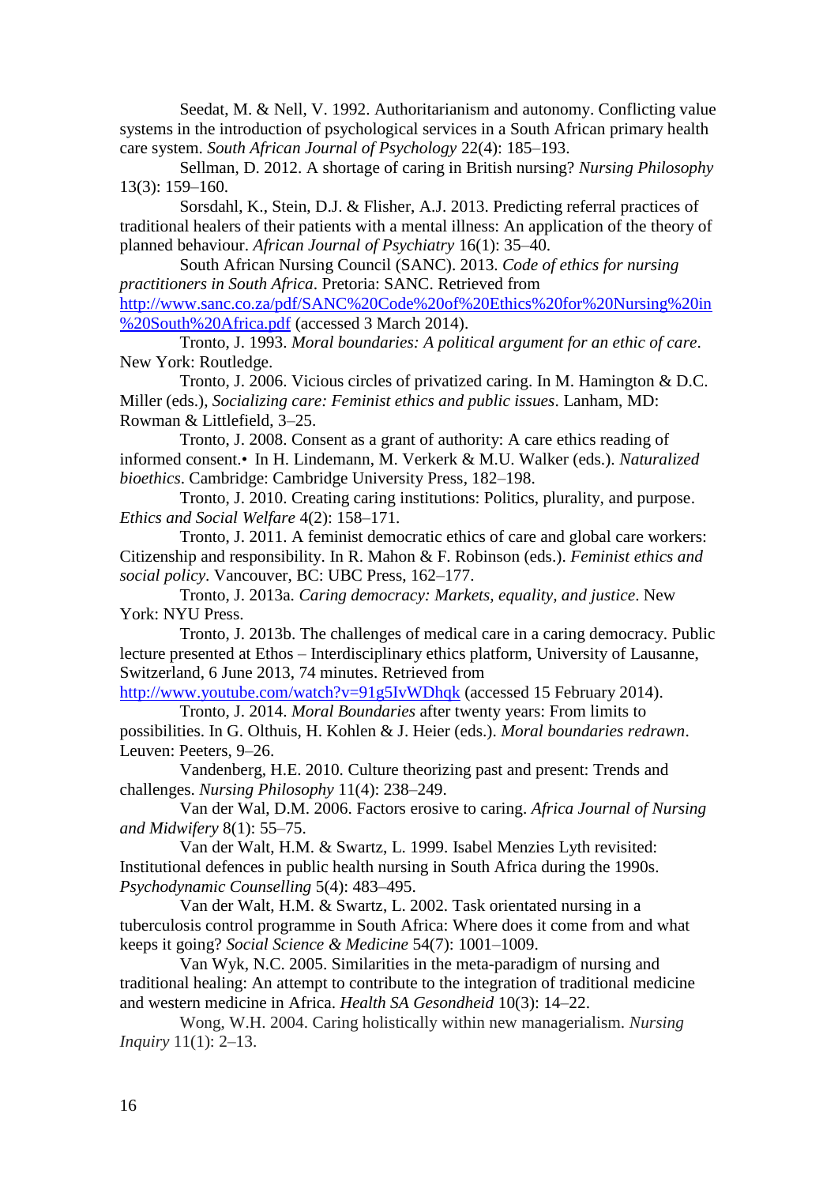Seedat, M. & Nell, V. 1992. Authoritarianism and autonomy. Conflicting value systems in the introduction of psychological services in a South African primary health care system. *South African Journal of Psychology* 22(4): 185–193.

Sellman, D. 2012. A shortage of caring in British nursing? *Nursing Philosophy* 13(3): 159–160.

Sorsdahl, K., Stein, D.J. & Flisher, A.J. 2013. Predicting referral practices of traditional healers of their patients with a mental illness: An application of the theory of planned behaviour. *African Journal of Psychiatry* 16(1): 35–40.

South African Nursing Council (SANC). 2013. *Code of ethics for nursing practitioners in South Africa*. Pretoria: SANC. Retrieved from http://www.sanc.co.za/pdf/SANC%20Code%20of%20Ethics%20for%20Nursing%20in%20South%20Africa.pdf (accessed 3 March 2014).

Tronto, J. 1993. *Moral boundaries: A political argument for an ethic of care*. New York: Routledge.

Tronto, J. 2006. Vicious circles of privatized caring. In M. Hamington & D.C. Miller (eds.), *Socializing care: Feminist ethics and public issues*. Lanham, MD: Rowman & Littlefield, 3–25.

Tronto, J. 2008. Consent as a grant of authority: A care ethics reading of informed consent.• In H. Lindemann, M. Verkerk & M.U. Walker (eds.). *Naturalized bioethics*. Cambridge: Cambridge University Press, 182–198.

Tronto, J. 2010. Creating caring institutions: Politics, plurality, and purpose. *Ethics and Social Welfare* 4(2): 158–171.

Tronto, J. 2011. A feminist democratic ethics of care and global care workers: Citizenship and responsibility. In R. Mahon & F. Robinson (eds.). *Feminist ethics and social policy*. Vancouver, BC: UBC Press, 162–177.

Tronto, J. 2013a. *Caring democracy: Markets, equality, and justice*. New York: NYU Press.

Tronto, J. 2013b. The challenges of medical care in a caring democracy. Public lecture presented at Ethos – Interdisciplinary ethics platform, University of Lausanne, Switzerland, 6 June 2013, 74 minutes. Retrieved from http://www.youtube.com/watch?v=91g5IvWDhqk (accessed 15 February 2014).

Tronto, J. 2014. *Moral Boundaries* after twenty years: From limits to possibilities. In G. Olthuis, H. Kohlen & J. Heier (eds.). *Moral boundaries redrawn*. Leuven: Peeters, 9–26.

Vandenberg, H.E. 2010. Culture theorizing past and present: Trends and challenges. *Nursing Philosophy* 11(4): 238–249.

Van der Wal, D.M. 2006. Factors erosive to caring. *Africa Journal of Nursing and Midwifery* 8(1): 55–75.

Van der Walt, H.M. & Swartz, L. 1999. Isabel Menzies Lyth revisited: Institutional defences in public health nursing in South Africa during the 1990s. *Psychodynamic Counselling* 5(4): 483–495.

Van der Walt, H.M. & Swartz, L. 2002. Task orientated nursing in a tuberculosis control programme in South Africa: Where does it come from and what keeps it going? *Social Science & Medicine* 54(7): 1001–1009.

Van Wyk, N.C. 2005. Similarities in the meta-paradigm of nursing and traditional healing: An attempt to contribute to the integration of traditional medicine and western medicine in Africa. *Health SA Gesondheid* 10(3): 14–22.

Wong, W.H. 2004. Caring holistically within new managerialism. *Nursing Inquiry* 11(1): 2–13.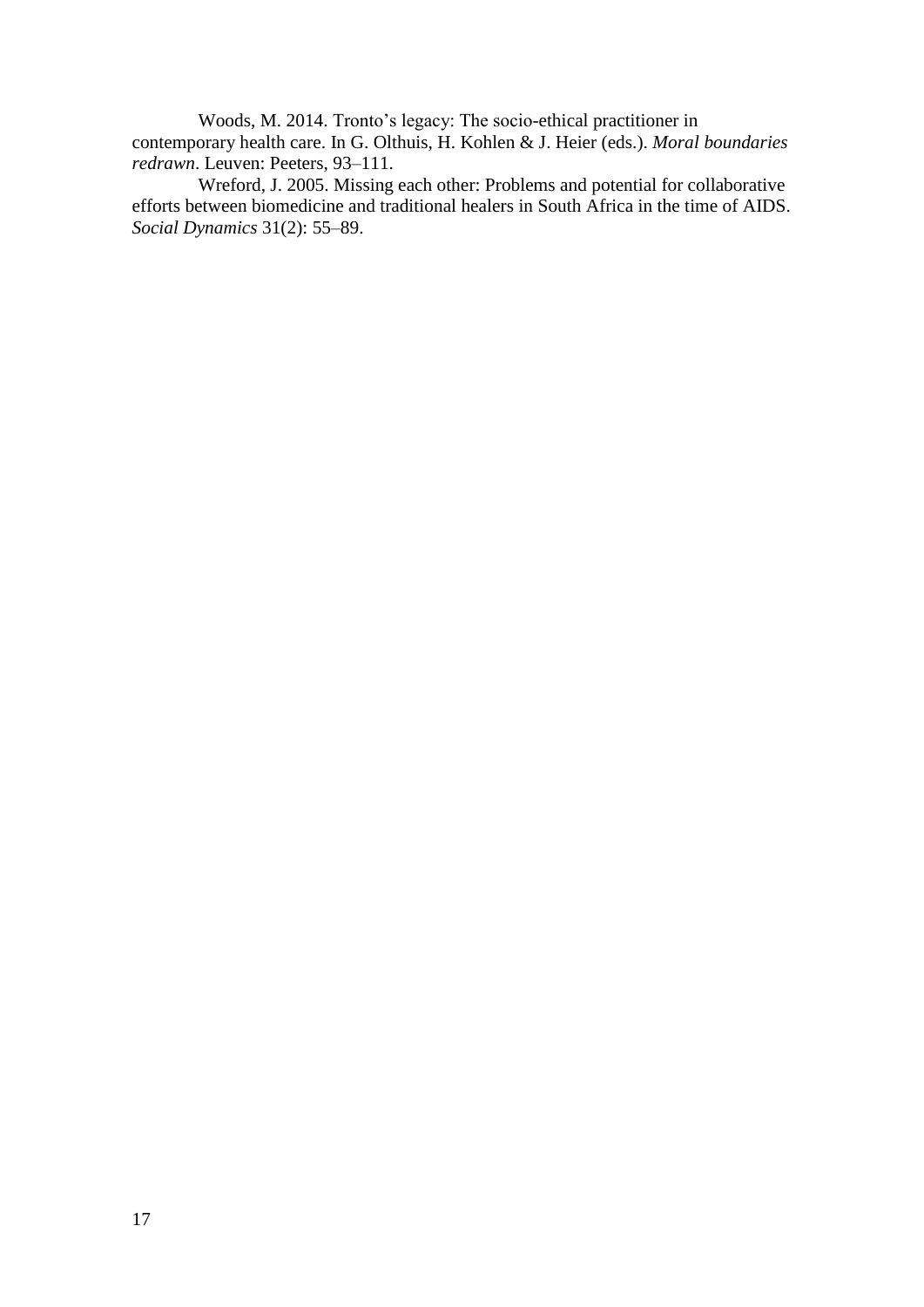Woods, M. 2014. Tronto's legacy: The socio-ethical practitioner in contemporary health care. In G. Olthuis, H. Kohlen & J. Heier (eds.). *Moral boundaries redrawn*. Leuven: Peeters, 93–111.

Wreford, J. 2005. Missing each other: Problems and potential for collaborative efforts between biomedicine and traditional healers in South Africa in the time of AIDS. *Social Dynamics* 31(2): 55–89.